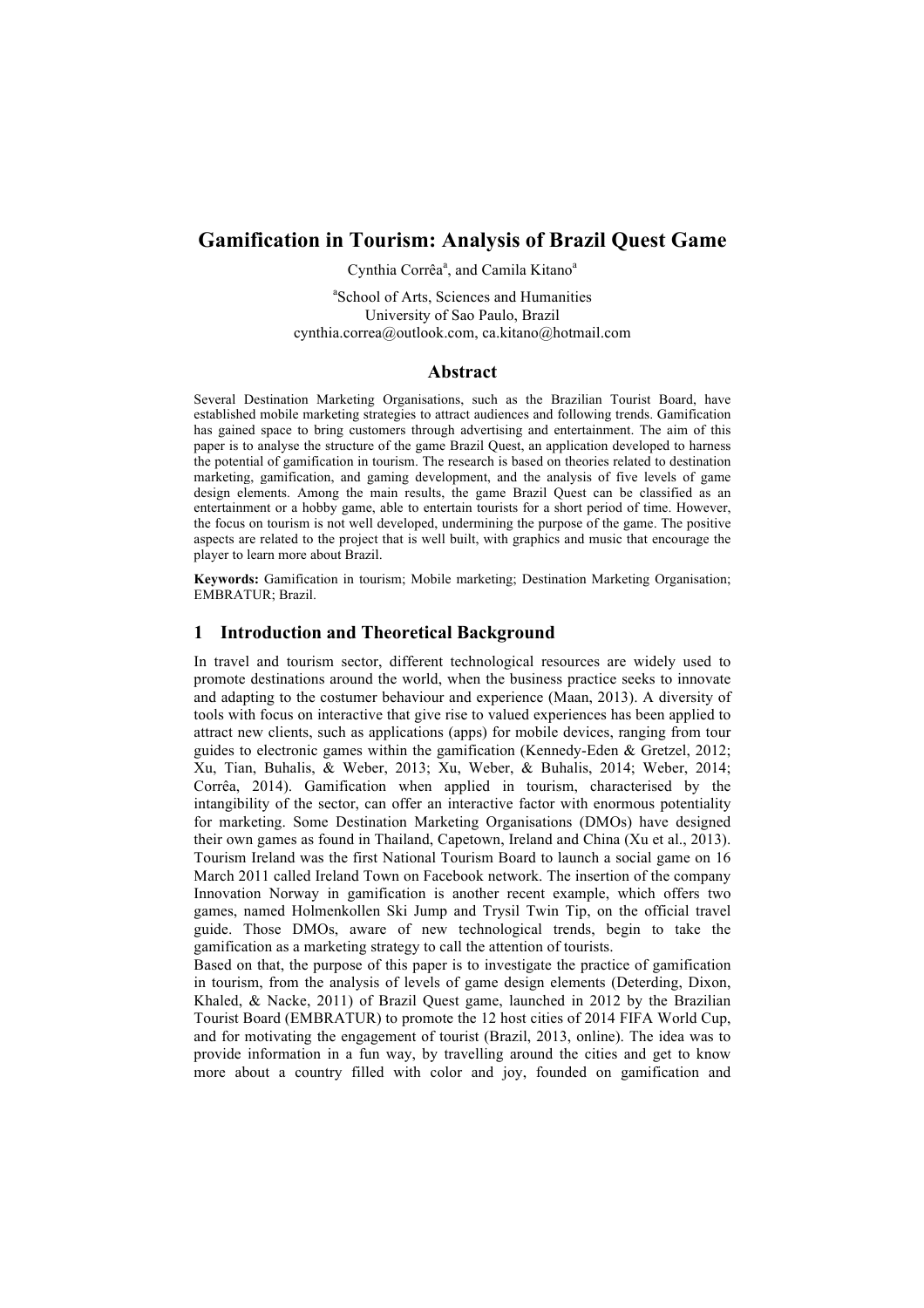# Gamification in Tourism: Analysis of Brazil Quest Game

Cynthia Corrêa[a], and Camila Kitano[a]

[a]School of Arts, Sciences and Humanities
University of Sao Paulo, Brazil
cynthia.correa@outlook.com, ca.kitano@hotmail.com

## Abstract

Several Destination Marketing Organisations, such as the Brazilian Tourist Board, have established mobile marketing strategies to attract audiences and following trends. Gamification has gained space to bring customers through advertising and entertainment. The aim of this paper is to analyse the structure of the game Brazil Quest, an application developed to harness the potential of gamification in tourism. The research is based on theories related to destination marketing, gamification, and gaming development, and the analysis of five levels of game design elements. Among the main results, the game Brazil Quest can be classified as an entertainment or a hobby game, able to entertain tourists for a short period of time. However, the focus on tourism is not well developed, undermining the purpose of the game. The positive aspects are related to the project that is well built, with graphics and music that encourage the player to learn more about Brazil.

**Keywords:** Gamification in tourism; Mobile marketing; Destination Marketing Organisation; EMBRATUR; Brazil.

## 1 Introduction and Theoretical Background

In travel and tourism sector, different technological resources are widely used to promote destinations around the world, when the business practice seeks to innovate and adapting to the costumer behaviour and experience (Maan, 2013). A diversity of tools with focus on interactive that give rise to valued experiences has been applied to attract new clients, such as applications (apps) for mobile devices, ranging from tour guides to electronic games within the gamification (Kennedy-Eden & Gretzel, 2012; Xu, Tian, Buhalis, & Weber, 2013; Xu, Weber, & Buhalis, 2014; Weber, 2014; Corrêa, 2014). Gamification when applied in tourism, characterised by the intangibility of the sector, can offer an interactive factor with enormous potentiality for marketing. Some Destination Marketing Organisations (DMOs) have designed their own games as found in Thailand, Capetown, Ireland and China (Xu et al., 2013). Tourism Ireland was the first National Tourism Board to launch a social game on 16 March 2011 called Ireland Town on Facebook network. The insertion of the company Innovation Norway in gamification is another recent example, which offers two games, named Holmenkollen Ski Jump and Trysil Twin Tip, on the official travel guide. Those DMOs, aware of new technological trends, begin to take the gamification as a marketing strategy to call the attention of tourists.

Based on that, the purpose of this paper is to investigate the practice of gamification in tourism, from the analysis of levels of game design elements (Deterding, Dixon, Khaled, & Nacke, 2011) of Brazil Quest game, launched in 2012 by the Brazilian Tourist Board (EMBRATUR) to promote the 12 host cities of 2014 FIFA World Cup, and for motivating the engagement of tourist (Brazil, 2013, online). The idea was to provide information in a fun way, by travelling around the cities and get to know more about a country filled with color and joy, founded on gamification and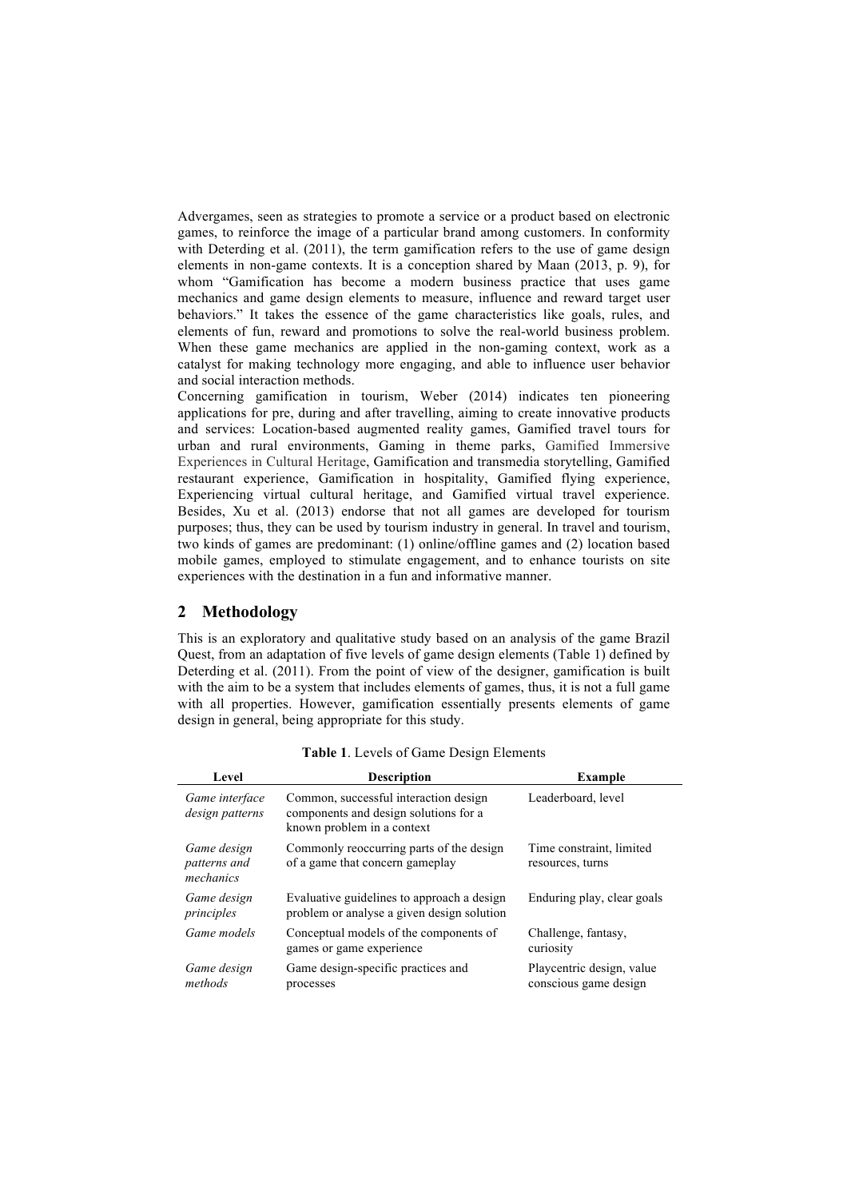Advergames, seen as strategies to promote a service or a product based on electronic games, to reinforce the image of a particular brand among customers. In conformity with Deterding et al. (2011), the term gamification refers to the use of game design elements in non-game contexts. It is a conception shared by Maan (2013, p. 9), for whom "Gamification has become a modern business practice that uses game mechanics and game design elements to measure, influence and reward target user behaviors." It takes the essence of the game characteristics like goals, rules, and elements of fun, reward and promotions to solve the real-world business problem. When these game mechanics are applied in the non-gaming context, work as a catalyst for making technology more engaging, and able to influence user behavior and social interaction methods.

Concerning gamification in tourism, Weber (2014) indicates ten pioneering applications for pre, during and after travelling, aiming to create innovative products and services: Location-based augmented reality games, Gamified travel tours for urban and rural environments, Gaming in theme parks, Gamified Immersive Experiences in Cultural Heritage, Gamification and transmedia storytelling, Gamified restaurant experience, Gamification in hospitality, Gamified flying experience, Experiencing virtual cultural heritage, and Gamified virtual travel experience. Besides, Xu et al. (2013) endorse that not all games are developed for tourism purposes; thus, they can be used by tourism industry in general. In travel and tourism, two kinds of games are predominant: (1) online/offline games and (2) location based mobile games, employed to stimulate engagement, and to enhance tourists on site experiences with the destination in a fun and informative manner.

## 2 Methodology

This is an exploratory and qualitative study based on an analysis of the game Brazil Quest, from an adaptation of five levels of game design elements (Table 1) defined by Deterding et al. (2011). From the point of view of the designer, gamification is built with the aim to be a system that includes elements of games, thus, it is not a full game with all properties. However, gamification essentially presents elements of game design in general, being appropriate for this study.

**Table 1**. Levels of Game Design Elements

| Level | Description | Example |
|---|---|---|
| *Game interface design patterns* | Common, successful interaction design components and design solutions for a known problem in a context | Leaderboard, level |
| *Game design patterns and mechanics* | Commonly reoccurring parts of the design of a game that concern gameplay | Time constraint, limited resources, turns |
| *Game design principles* | Evaluative guidelines to approach a design problem or analyse a given design solution | Enduring play, clear goals |
| *Game models* | Conceptual models of the components of games or game experience | Challenge, fantasy, curiosity |
| *Game design methods* | Game design-specific practices and processes | Playcentric design, value conscious game design |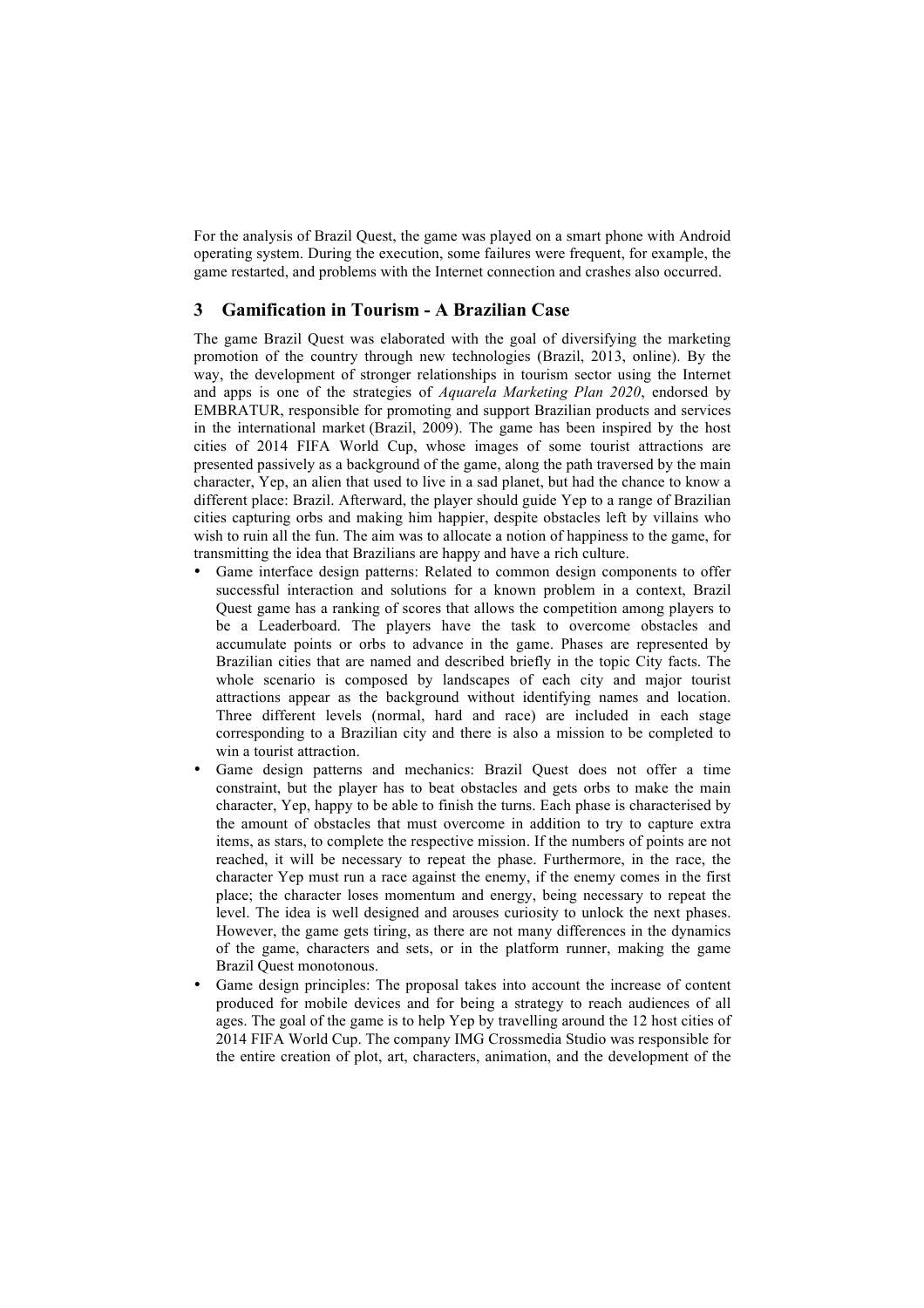For the analysis of Brazil Quest, the game was played on a smart phone with Android operating system. During the execution, some failures were frequent, for example, the game restarted, and problems with the Internet connection and crashes also occurred.

## 3 Gamification in Tourism - A Brazilian Case

The game Brazil Quest was elaborated with the goal of diversifying the marketing promotion of the country through new technologies (Brazil, 2013, online). By the way, the development of stronger relationships in tourism sector using the Internet and apps is one of the strategies of *Aquarela Marketing Plan 2020*, endorsed by EMBRATUR, responsible for promoting and support Brazilian products and services in the international market (Brazil, 2009). The game has been inspired by the host cities of 2014 FIFA World Cup, whose images of some tourist attractions are presented passively as a background of the game, along the path traversed by the main character, Yep, an alien that used to live in a sad planet, but had the chance to know a different place: Brazil. Afterward, the player should guide Yep to a range of Brazilian cities capturing orbs and making him happier, despite obstacles left by villains who wish to ruin all the fun. The aim was to allocate a notion of happiness to the game, for transmitting the idea that Brazilians are happy and have a rich culture.

- Game interface design patterns: Related to common design components to offer successful interaction and solutions for a known problem in a context, Brazil Quest game has a ranking of scores that allows the competition among players to be a Leaderboard. The players have the task to overcome obstacles and accumulate points or orbs to advance in the game. Phases are represented by Brazilian cities that are named and described briefly in the topic City facts. The whole scenario is composed by landscapes of each city and major tourist attractions appear as the background without identifying names and location. Three different levels (normal, hard and race) are included in each stage corresponding to a Brazilian city and there is also a mission to be completed to win a tourist attraction.
- Game design patterns and mechanics: Brazil Quest does not offer a time constraint, but the player has to beat obstacles and gets orbs to make the main character, Yep, happy to be able to finish the turns. Each phase is characterised by the amount of obstacles that must overcome in addition to try to capture extra items, as stars, to complete the respective mission. If the numbers of points are not reached, it will be necessary to repeat the phase. Furthermore, in the race, the character Yep must run a race against the enemy, if the enemy comes in the first place; the character loses momentum and energy, being necessary to repeat the level. The idea is well designed and arouses curiosity to unlock the next phases. However, the game gets tiring, as there are not many differences in the dynamics of the game, characters and sets, or in the platform runner, making the game Brazil Quest monotonous.
- Game design principles: The proposal takes into account the increase of content produced for mobile devices and for being a strategy to reach audiences of all ages. The goal of the game is to help Yep by travelling around the 12 host cities of 2014 FIFA World Cup. The company IMG Crossmedia Studio was responsible for the entire creation of plot, art, characters, animation, and the development of the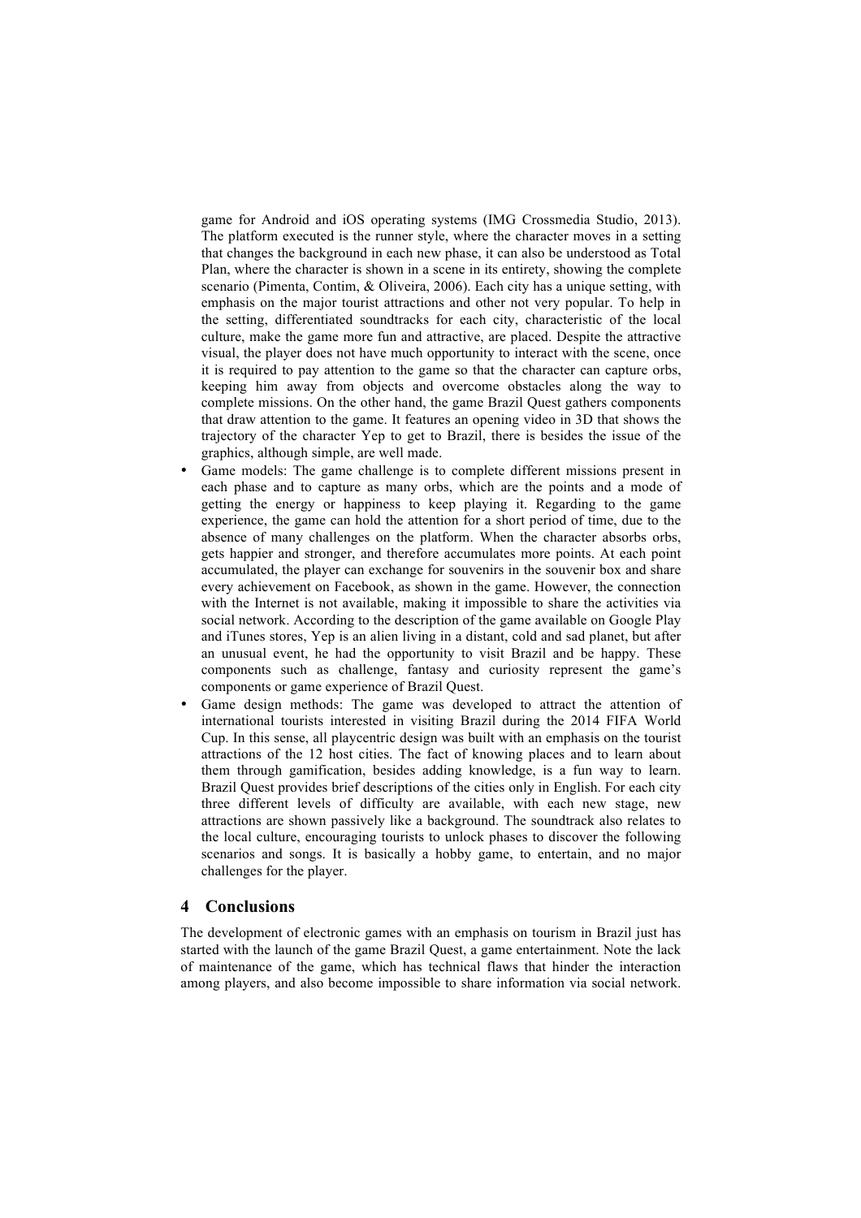game for Android and iOS operating systems (IMG Crossmedia Studio, 2013). The platform executed is the runner style, where the character moves in a setting that changes the background in each new phase, it can also be understood as Total Plan, where the character is shown in a scene in its entirety, showing the complete scenario (Pimenta, Contim, & Oliveira, 2006). Each city has a unique setting, with emphasis on the major tourist attractions and other not very popular. To help in the setting, differentiated soundtracks for each city, characteristic of the local culture, make the game more fun and attractive, are placed. Despite the attractive visual, the player does not have much opportunity to interact with the scene, once it is required to pay attention to the game so that the character can capture orbs, keeping him away from objects and overcome obstacles along the way to complete missions. On the other hand, the game Brazil Quest gathers components that draw attention to the game. It features an opening video in 3D that shows the trajectory of the character Yep to get to Brazil, there is besides the issue of the graphics, although simple, are well made.

- Game models: The game challenge is to complete different missions present in each phase and to capture as many orbs, which are the points and a mode of getting the energy or happiness to keep playing it. Regarding to the game experience, the game can hold the attention for a short period of time, due to the absence of many challenges on the platform. When the character absorbs orbs, gets happier and stronger, and therefore accumulates more points. At each point accumulated, the player can exchange for souvenirs in the souvenir box and share every achievement on Facebook, as shown in the game. However, the connection with the Internet is not available, making it impossible to share the activities via social network. According to the description of the game available on Google Play and iTunes stores, Yep is an alien living in a distant, cold and sad planet, but after an unusual event, he had the opportunity to visit Brazil and be happy. These components such as challenge, fantasy and curiosity represent the game's components or game experience of Brazil Quest.
- Game design methods: The game was developed to attract the attention of international tourists interested in visiting Brazil during the 2014 FIFA World Cup. In this sense, all playcentric design was built with an emphasis on the tourist attractions of the 12 host cities. The fact of knowing places and to learn about them through gamification, besides adding knowledge, is a fun way to learn. Brazil Quest provides brief descriptions of the cities only in English. For each city three different levels of difficulty are available, with each new stage, new attractions are shown passively like a background. The soundtrack also relates to the local culture, encouraging tourists to unlock phases to discover the following scenarios and songs. It is basically a hobby game, to entertain, and no major challenges for the player.

## 4 Conclusions

The development of electronic games with an emphasis on tourism in Brazil just has started with the launch of the game Brazil Quest, a game entertainment. Note the lack of maintenance of the game, which has technical flaws that hinder the interaction among players, and also become impossible to share information via social network.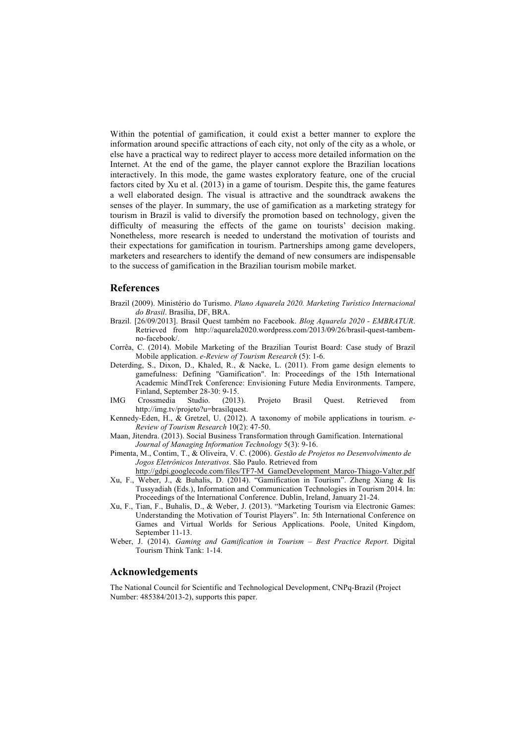Within the potential of gamification, it could exist a better manner to explore the information around specific attractions of each city, not only of the city as a whole, or else have a practical way to redirect player to access more detailed information on the Internet. At the end of the game, the player cannot explore the Brazilian locations interactively. In this mode, the game wastes exploratory feature, one of the crucial factors cited by Xu et al. (2013) in a game of tourism. Despite this, the game features a well elaborated design. The visual is attractive and the soundtrack awakens the senses of the player. In summary, the use of gamification as a marketing strategy for tourism in Brazil is valid to diversify the promotion based on technology, given the difficulty of measuring the effects of the game on tourists' decision making. Nonetheless, more research is needed to understand the motivation of tourists and their expectations for gamification in tourism. Partnerships among game developers, marketers and researchers to identify the demand of new consumers are indispensable to the success of gamification in the Brazilian tourism mobile market.

## References

Brazil (2009). Ministério do Turismo. *Plano Aquarela 2020. Marketing Turístico Internacional do Brasil*. Brasília, DF, BRA.

Brazil. [26/09/2013]. Brasil Quest também no Facebook. *Blog Aquarela 2020 - EMBRATUR*. Retrieved from http://aquarela2020.wordpress.com/2013/09/26/brasil-quest-tambem-no-facebook/.

Corrêa, C. (2014). Mobile Marketing of the Brazilian Tourist Board: Case study of Brazil Mobile application. *e-Review of Tourism Research* (5): 1-6.

Deterding, S., Dixon, D., Khaled, R., & Nacke, L. (2011). From game design elements to gamefulness: Defining "Gamification". In: Proceedings of the 15th International Academic MindTrek Conference: Envisioning Future Media Environments. Tampere, Finland, September 28-30: 9-15.

IMG Crossmedia Studio. (2013). Projeto Brasil Quest. Retrieved from http://img.tv/projeto?u=brasilquest.

Kennedy-Eden, H., & Gretzel, U. (2012). A taxonomy of mobile applications in tourism. *e-Review of Tourism Research* 10(2): 47-50.

Maan, Jitendra. (2013). Social Business Transformation through Gamification. International *Journal of Managing Information Technology* 5(3): 9-16.

Pimenta, M., Contim, T., & Oliveira, V. C. (2006). *Gestão de Projetos no Desenvolvimento de Jogos Eletrônicos Interativos*. São Paulo. Retrieved from http://gdpi.googlecode.com/files/TF7-M_GameDevelopment_Marco-Thiago-Valter.pdf

Xu, F., Weber, J., & Buhalis, D. (2014). "Gamification in Tourism". Zheng Xiang & Iis Tussyadiah (Eds.), Information and Communication Technologies in Tourism 2014. In: Proceedings of the International Conference. Dublin, Ireland, January 21-24.

Xu, F., Tian, F., Buhalis, D., & Weber, J. (2013). "Marketing Tourism via Electronic Games: Understanding the Motivation of Tourist Players". In: 5th International Conference on Games and Virtual Worlds for Serious Applications. Poole, United Kingdom, September 11-13.

Weber, J. (2014). *Gaming and Gamification in Tourism – Best Practice Report*. Digital Tourism Think Tank: 1-14.

## Acknowledgements

The National Council for Scientific and Technological Development, CNPq-Brazil (Project Number: 485384/2013-2), supports this paper.